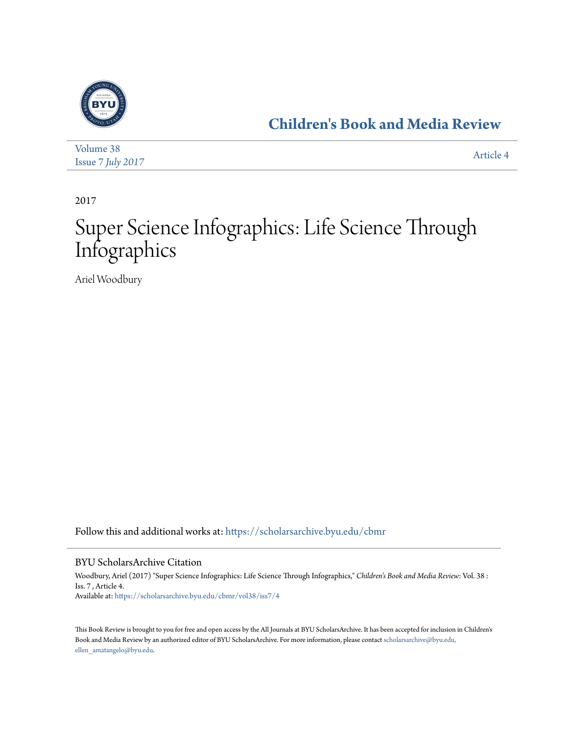# Children's Book and Media Review

Volume 38
Issue 7 *July 2017*

Article 4

2017

# Super Science Infographics: Life Science Through Infographics

Ariel Woodbury

Follow this and additional works at: https://scholarsarchive.byu.edu/cbmr

## BYU ScholarsArchive Citation

Woodbury, Ariel (2017) "Super Science Infographics: Life Science Through Infographics," *Children's Book and Media Review*: Vol. 38 : Iss. 7 , Article 4.
Available at: https://scholarsarchive.byu.edu/cbmr/vol38/iss7/4

This Book Review is brought to you for free and open access by the All Journals at BYU ScholarsArchive. It has been accepted for inclusion in Children's Book and Media Review by an authorized editor of BYU ScholarsArchive. For more information, please contact scholarsarchive@byu.edu, ellen_amatangelo@byu.edu.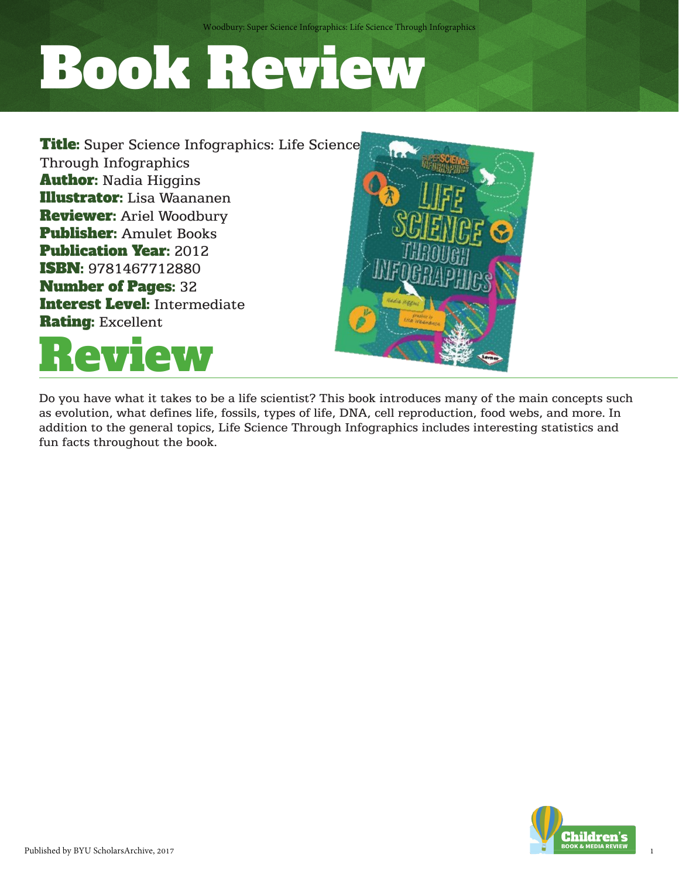# Book Review

**Title:** Super Science Infographics: Life Science Through Infographics
**Author:** Nadia Higgins
**Illustrator:** Lisa Waananen
**Reviewer:** Ariel Woodbury
**Publisher:** Amulet Books
**Publication Year:** 2012
**ISBN:** 9781467712880
**Number of Pages:** 32
**Interest Level:** Intermediate
**Rating:** Excellent

# Review

Do you have what it takes to be a life scientist? This book introduces many of the main concepts such as evolution, what defines life, fossils, types of life, DNA, cell reproduction, food webs, and more. In addition to the general topics, Life Science Through Infographics includes interesting statistics and fun facts throughout the book.